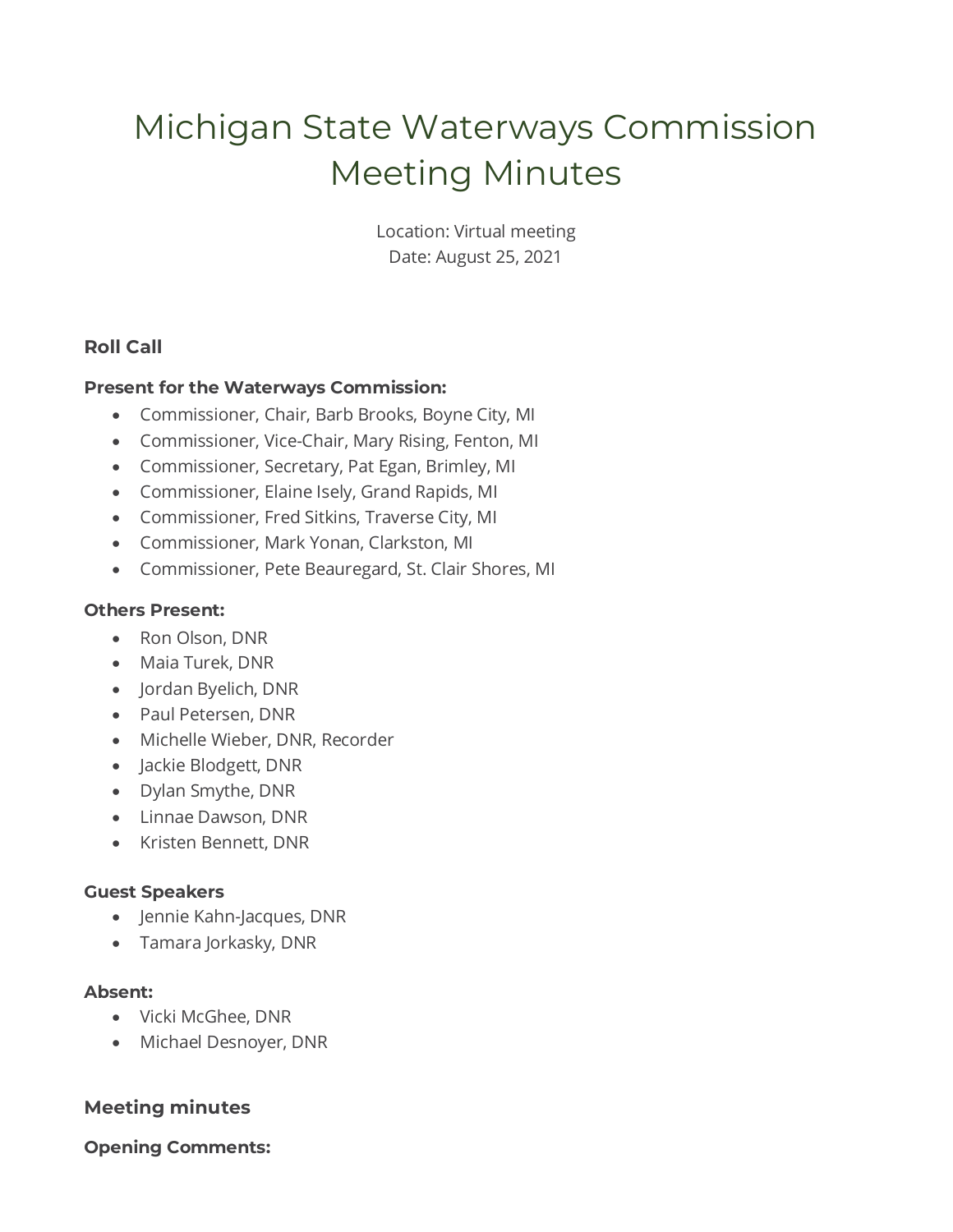# Michigan State Waterways Commission Meeting Minutes

Location: Virtual meeting
Date: August 25, 2021

### Roll Call

**Present for the Waterways Commission:**

- Commissioner, Chair, Barb Brooks, Boyne City, MI
- Commissioner, Vice-Chair, Mary Rising, Fenton, MI
- Commissioner, Secretary, Pat Egan, Brimley, MI
- Commissioner, Elaine Isely, Grand Rapids, MI
- Commissioner, Fred Sitkins, Traverse City, MI
- Commissioner, Mark Yonan, Clarkston, MI
- Commissioner, Pete Beauregard, St. Clair Shores, MI

**Others Present:**

- Ron Olson, DNR
- Maia Turek, DNR
- Jordan Byelich, DNR
- Paul Petersen, DNR
- Michelle Wieber, DNR, Recorder
- Jackie Blodgett, DNR
- Dylan Smythe, DNR
- Linnae Dawson, DNR
- Kristen Bennett, DNR

**Guest Speakers**

- Jennie Kahn-Jacques, DNR
- Tamara Jorkasky, DNR

**Absent:**

- Vicki McGhee, DNR
- Michael Desnoyer, DNR

### Meeting minutes

**Opening Comments:**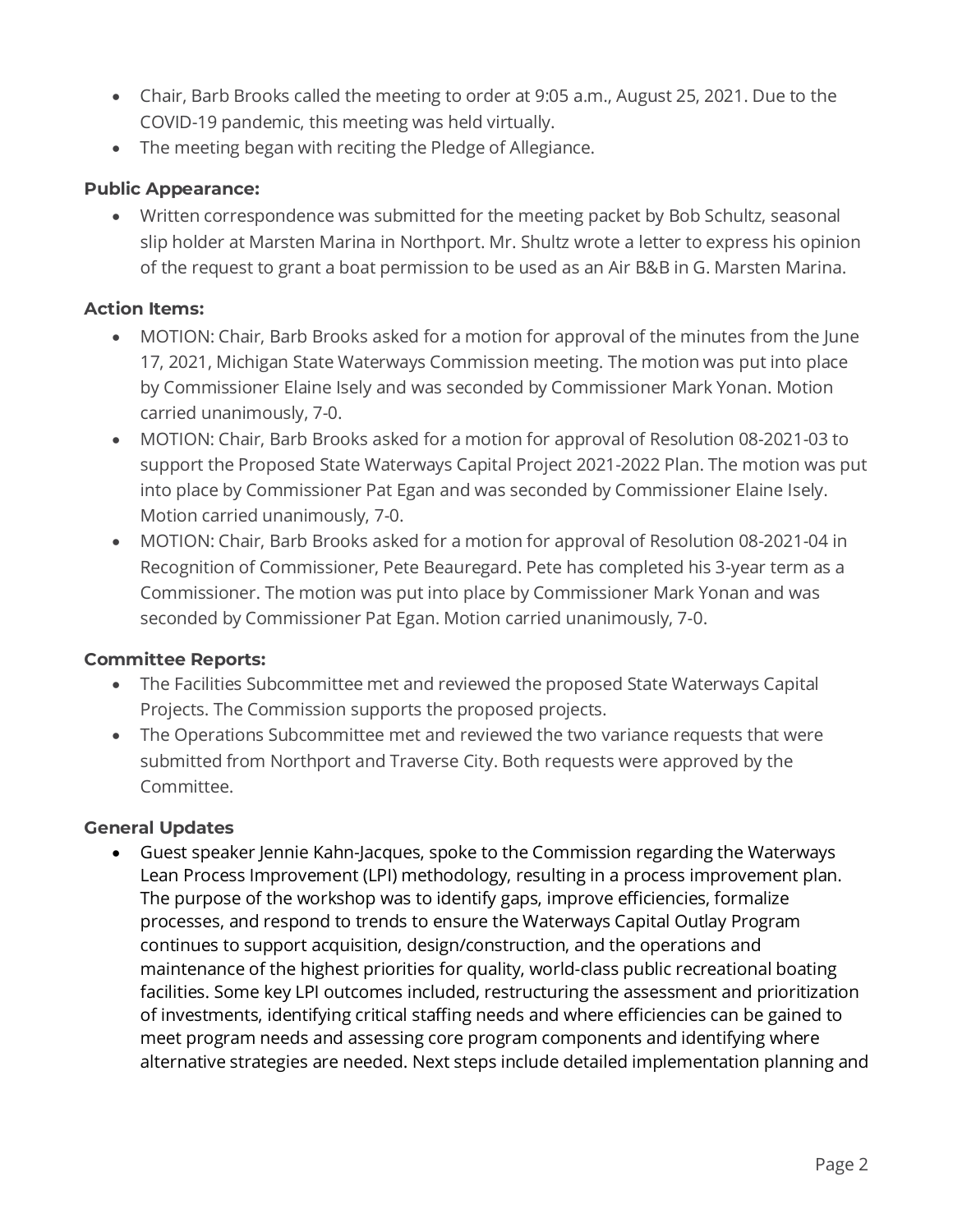- Chair, Barb Brooks called the meeting to order at 9:05 a.m., August 25, 2021. Due to the COVID-19 pandemic, this meeting was held virtually.
- The meeting began with reciting the Pledge of Allegiance.

### Public Appearance:

- Written correspondence was submitted for the meeting packet by Bob Schultz, seasonal slip holder at Marsten Marina in Northport. Mr. Shultz wrote a letter to express his opinion of the request to grant a boat permission to be used as an Air B&B in G. Marsten Marina.

### Action Items:

- MOTION: Chair, Barb Brooks asked for a motion for approval of the minutes from the June 17, 2021, Michigan State Waterways Commission meeting. The motion was put into place by Commissioner Elaine Isely and was seconded by Commissioner Mark Yonan. Motion carried unanimously, 7-0.
- MOTION: Chair, Barb Brooks asked for a motion for approval of Resolution 08-2021-03 to support the Proposed State Waterways Capital Project 2021-2022 Plan. The motion was put into place by Commissioner Pat Egan and was seconded by Commissioner Elaine Isely. Motion carried unanimously, 7-0.
- MOTION: Chair, Barb Brooks asked for a motion for approval of Resolution 08-2021-04 in Recognition of Commissioner, Pete Beauregard. Pete has completed his 3-year term as a Commissioner. The motion was put into place by Commissioner Mark Yonan and was seconded by Commissioner Pat Egan. Motion carried unanimously, 7-0.

### Committee Reports:

- The Facilities Subcommittee met and reviewed the proposed State Waterways Capital Projects. The Commission supports the proposed projects.
- The Operations Subcommittee met and reviewed the two variance requests that were submitted from Northport and Traverse City. Both requests were approved by the Committee.

### General Updates

- Guest speaker Jennie Kahn-Jacques, spoke to the Commission regarding the Waterways Lean Process Improvement (LPI) methodology, resulting in a process improvement plan. The purpose of the workshop was to identify gaps, improve efficiencies, formalize processes, and respond to trends to ensure the Waterways Capital Outlay Program continues to support acquisition, design/construction, and the operations and maintenance of the highest priorities for quality, world-class public recreational boating facilities. Some key LPI outcomes included, restructuring the assessment and prioritization of investments, identifying critical staffing needs and where efficiencies can be gained to meet program needs and assessing core program components and identifying where alternative strategies are needed. Next steps include detailed implementation planning and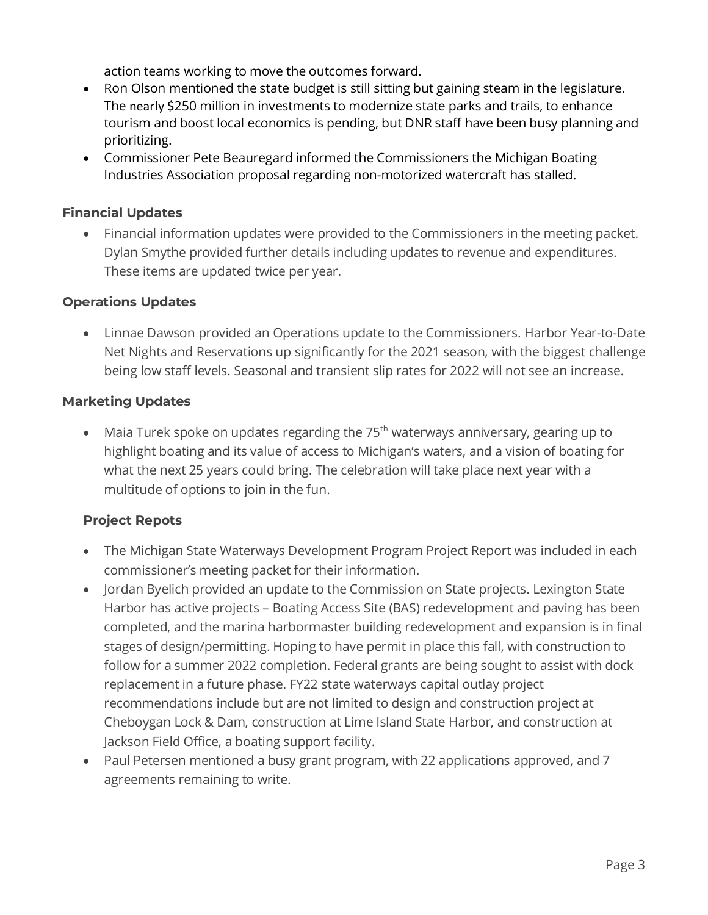action teams working to move the outcomes forward.

- Ron Olson mentioned the state budget is still sitting but gaining steam in the legislature. The nearly $250 million in investments to modernize state parks and trails, to enhance tourism and boost local economics is pending, but DNR staff have been busy planning and prioritizing.
- Commissioner Pete Beauregard informed the Commissioners the Michigan Boating Industries Association proposal regarding non-motorized watercraft has stalled.

### Financial Updates

- Financial information updates were provided to the Commissioners in the meeting packet. Dylan Smythe provided further details including updates to revenue and expenditures. These items are updated twice per year.

### Operations Updates

- Linnae Dawson provided an Operations update to the Commissioners. Harbor Year-to-Date Net Nights and Reservations up significantly for the 2021 season, with the biggest challenge being low staff levels. Seasonal and transient slip rates for 2022 will not see an increase.

### Marketing Updates

- Maia Turek spoke on updates regarding the 75th waterways anniversary, gearing up to highlight boating and its value of access to Michigan's waters, and a vision of boating for what the next 25 years could bring. The celebration will take place next year with a multitude of options to join in the fun.

### Project Repots

- The Michigan State Waterways Development Program Project Report was included in each commissioner's meeting packet for their information.
- Jordan Byelich provided an update to the Commission on State projects. Lexington State Harbor has active projects – Boating Access Site (BAS) redevelopment and paving has been completed, and the marina harbormaster building redevelopment and expansion is in final stages of design/permitting. Hoping to have permit in place this fall, with construction to follow for a summer 2022 completion. Federal grants are being sought to assist with dock replacement in a future phase. FY22 state waterways capital outlay project recommendations include but are not limited to design and construction project at Cheboygan Lock & Dam, construction at Lime Island State Harbor, and construction at Jackson Field Office, a boating support facility.
- Paul Petersen mentioned a busy grant program, with 22 applications approved, and 7 agreements remaining to write.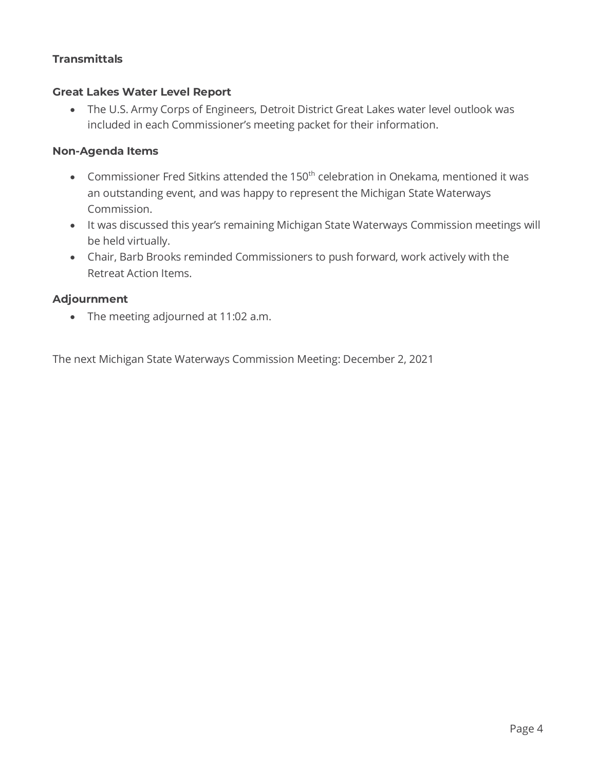### Transmittals

### Great Lakes Water Level Report

- The U.S. Army Corps of Engineers, Detroit District Great Lakes water level outlook was included in each Commissioner's meeting packet for their information.

### Non-Agenda Items

- Commissioner Fred Sitkins attended the 150th celebration in Onekama, mentioned it was an outstanding event, and was happy to represent the Michigan State Waterways Commission.
- It was discussed this year's remaining Michigan State Waterways Commission meetings will be held virtually.
- Chair, Barb Brooks reminded Commissioners to push forward, work actively with the Retreat Action Items.

### Adjournment

- The meeting adjourned at 11:02 a.m.

The next Michigan State Waterways Commission Meeting: December 2, 2021